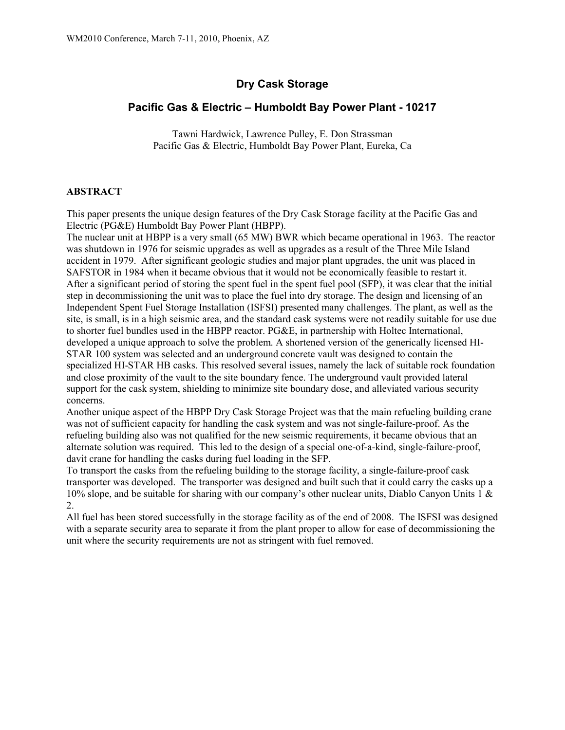# Dry Cask Storage

## Pacific Gas & Electric – Humboldt Bay Power Plant - 10217

Tawni Hardwick, Lawrence Pulley, E. Don Strassman
Pacific Gas & Electric, Humboldt Bay Power Plant, Eureka, Ca

### ABSTRACT

This paper presents the unique design features of the Dry Cask Storage facility at the Pacific Gas and Electric (PG&E) Humboldt Bay Power Plant (HBPP).

The nuclear unit at HBPP is a very small (65 MW) BWR which became operational in 1963. The reactor was shutdown in 1976 for seismic upgrades as well as upgrades as a result of the Three Mile Island accident in 1979. After significant geologic studies and major plant upgrades, the unit was placed in SAFSTOR in 1984 when it became obvious that it would not be economically feasible to restart it.

After a significant period of storing the spent fuel in the spent fuel pool (SFP), it was clear that the initial step in decommissioning the unit was to place the fuel into dry storage. The design and licensing of an Independent Spent Fuel Storage Installation (ISFSI) presented many challenges. The plant, as well as the site, is small, is in a high seismic area, and the standard cask systems were not readily suitable for use due to shorter fuel bundles used in the HBPP reactor. PG&E, in partnership with Holtec International, developed a unique approach to solve the problem. A shortened version of the generically licensed HI-STAR 100 system was selected and an underground concrete vault was designed to contain the specialized HI-STAR HB casks. This resolved several issues, namely the lack of suitable rock foundation and close proximity of the vault to the site boundary fence. The underground vault provided lateral support for the cask system, shielding to minimize site boundary dose, and alleviated various security concerns.

Another unique aspect of the HBPP Dry Cask Storage Project was that the main refueling building crane was not of sufficient capacity for handling the cask system and was not single-failure-proof. As the refueling building also was not qualified for the new seismic requirements, it became obvious that an alternate solution was required. This led to the design of a special one-of-a-kind, single-failure-proof, davit crane for handling the casks during fuel loading in the SFP.

To transport the casks from the refueling building to the storage facility, a single-failure-proof cask transporter was developed. The transporter was designed and built such that it could carry the casks up a 10% slope, and be suitable for sharing with our company's other nuclear units, Diablo Canyon Units 1 & 2.

All fuel has been stored successfully in the storage facility as of the end of 2008. The ISFSI was designed with a separate security area to separate it from the plant proper to allow for ease of decommissioning the unit where the security requirements are not as stringent with fuel removed.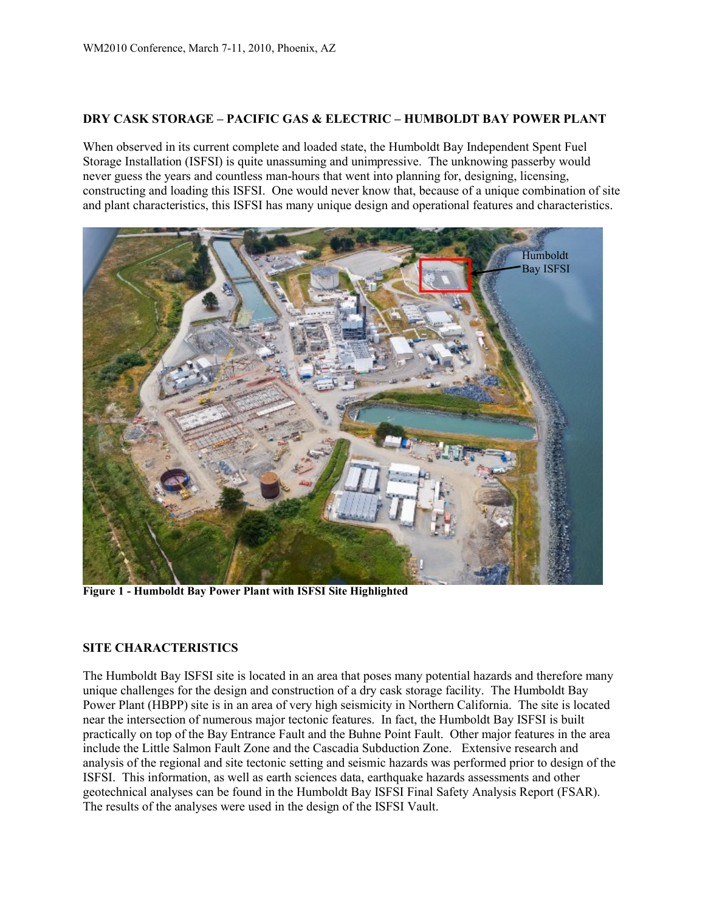## DRY CASK STORAGE – PACIFIC GAS & ELECTRIC – HUMBOLDT BAY POWER PLANT

When observed in its current complete and loaded state, the Humboldt Bay Independent Spent Fuel Storage Installation (ISFSI) is quite unassuming and unimpressive. The unknowing passerby would never guess the years and countless man-hours that went into planning for, designing, licensing, constructing and loading this ISFSI. One would never know that, because of a unique combination of site and plant characteristics, this ISFSI has many unique design and operational features and characteristics.

**Figure 1 - Humboldt Bay Power Plant with ISFSI Site Highlighted**

## SITE CHARACTERISTICS

The Humboldt Bay ISFSI site is located in an area that poses many potential hazards and therefore many unique challenges for the design and construction of a dry cask storage facility. The Humboldt Bay Power Plant (HBPP) site is in an area of very high seismicity in Northern California. The site is located near the intersection of numerous major tectonic features. In fact, the Humboldt Bay ISFSI is built practically on top of the Bay Entrance Fault and the Buhne Point Fault. Other major features in the area include the Little Salmon Fault Zone and the Cascadia Subduction Zone. Extensive research and analysis of the regional and site tectonic setting and seismic hazards was performed prior to design of the ISFSI. This information, as well as earth sciences data, earthquake hazards assessments and other geotechnical analyses can be found in the Humboldt Bay ISFSI Final Safety Analysis Report (FSAR). The results of the analyses were used in the design of the ISFSI Vault.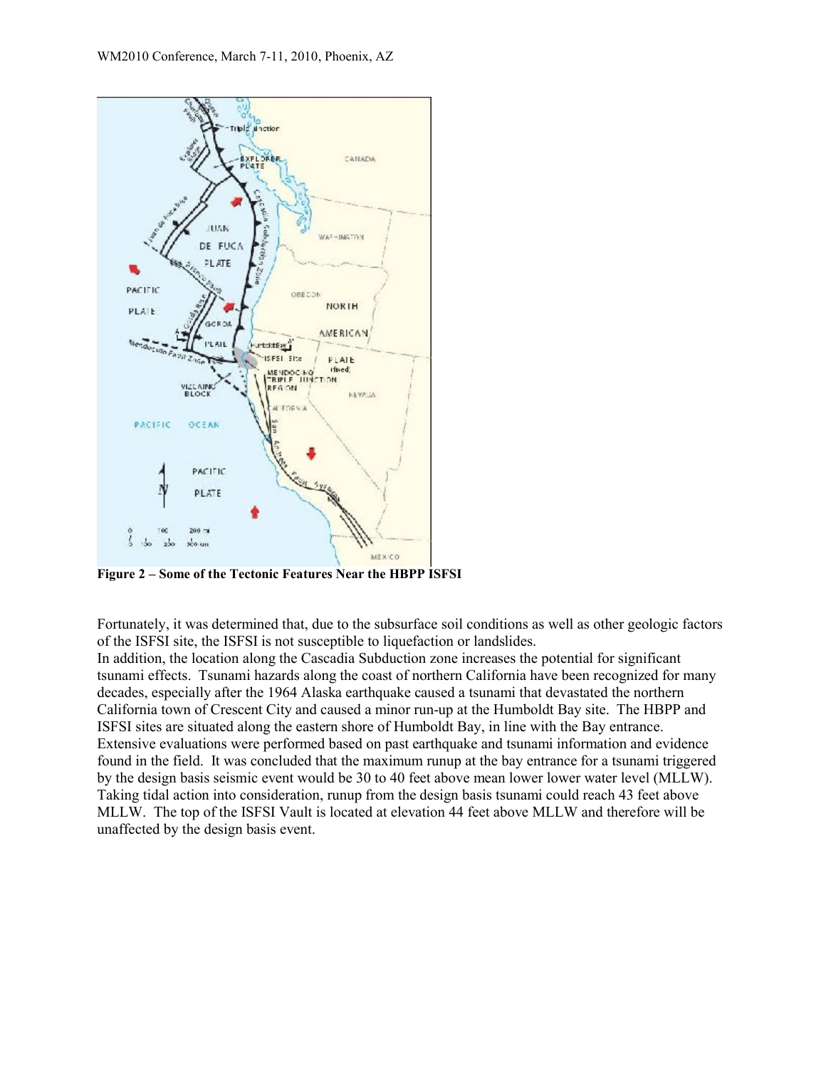**Figure 2 – Some of the Tectonic Features Near the HBPP ISFSI**

Fortunately, it was determined that, due to the subsurface soil conditions as well as other geologic factors of the ISFSI site, the ISFSI is not susceptible to liquefaction or landslides.

In addition, the location along the Cascadia Subduction zone increases the potential for significant tsunami effects. Tsunami hazards along the coast of northern California have been recognized for many decades, especially after the 1964 Alaska earthquake caused a tsunami that devastated the northern California town of Crescent City and caused a minor run-up at the Humboldt Bay site. The HBPP and ISFSI sites are situated along the eastern shore of Humboldt Bay, in line with the Bay entrance. Extensive evaluations were performed based on past earthquake and tsunami information and evidence found in the field. It was concluded that the maximum runup at the bay entrance for a tsunami triggered by the design basis seismic event would be 30 to 40 feet above mean lower lower water level (MLLW). Taking tidal action into consideration, runup from the design basis tsunami could reach 43 feet above MLLW. The top of the ISFSI Vault is located at elevation 44 feet above MLLW and therefore will be unaffected by the design basis event.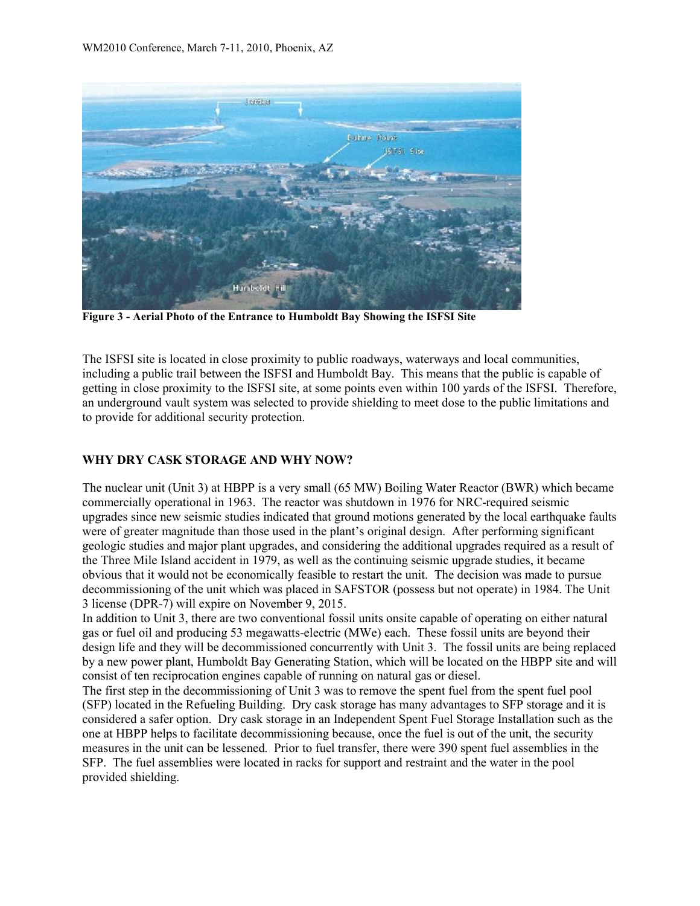**Figure 3 - Aerial Photo of the Entrance to Humboldt Bay Showing the ISFSI Site**

The ISFSI site is located in close proximity to public roadways, waterways and local communities, including a public trail between the ISFSI and Humboldt Bay. This means that the public is capable of getting in close proximity to the ISFSI site, at some points even within 100 yards of the ISFSI. Therefore, an underground vault system was selected to provide shielding to meet dose to the public limitations and to provide for additional security protection.

## WHY DRY CASK STORAGE AND WHY NOW?

The nuclear unit (Unit 3) at HBPP is a very small (65 MW) Boiling Water Reactor (BWR) which became commercially operational in 1963. The reactor was shutdown in 1976 for NRC-required seismic upgrades since new seismic studies indicated that ground motions generated by the local earthquake faults were of greater magnitude than those used in the plant's original design. After performing significant geologic studies and major plant upgrades, and considering the additional upgrades required as a result of the Three Mile Island accident in 1979, as well as the continuing seismic upgrade studies, it became obvious that it would not be economically feasible to restart the unit. The decision was made to pursue decommissioning of the unit which was placed in SAFSTOR (possess but not operate) in 1984. The Unit 3 license (DPR-7) will expire on November 9, 2015.

In addition to Unit 3, there are two conventional fossil units onsite capable of operating on either natural gas or fuel oil and producing 53 megawatts-electric (MWe) each. These fossil units are beyond their design life and they will be decommissioned concurrently with Unit 3. The fossil units are being replaced by a new power plant, Humboldt Bay Generating Station, which will be located on the HBPP site and will consist of ten reciprocation engines capable of running on natural gas or diesel.

The first step in the decommissioning of Unit 3 was to remove the spent fuel from the spent fuel pool (SFP) located in the Refueling Building. Dry cask storage has many advantages to SFP storage and it is considered a safer option. Dry cask storage in an Independent Spent Fuel Storage Installation such as the one at HBPP helps to facilitate decommissioning because, once the fuel is out of the unit, the security measures in the unit can be lessened. Prior to fuel transfer, there were 390 spent fuel assemblies in the SFP. The fuel assemblies were located in racks for support and restraint and the water in the pool provided shielding.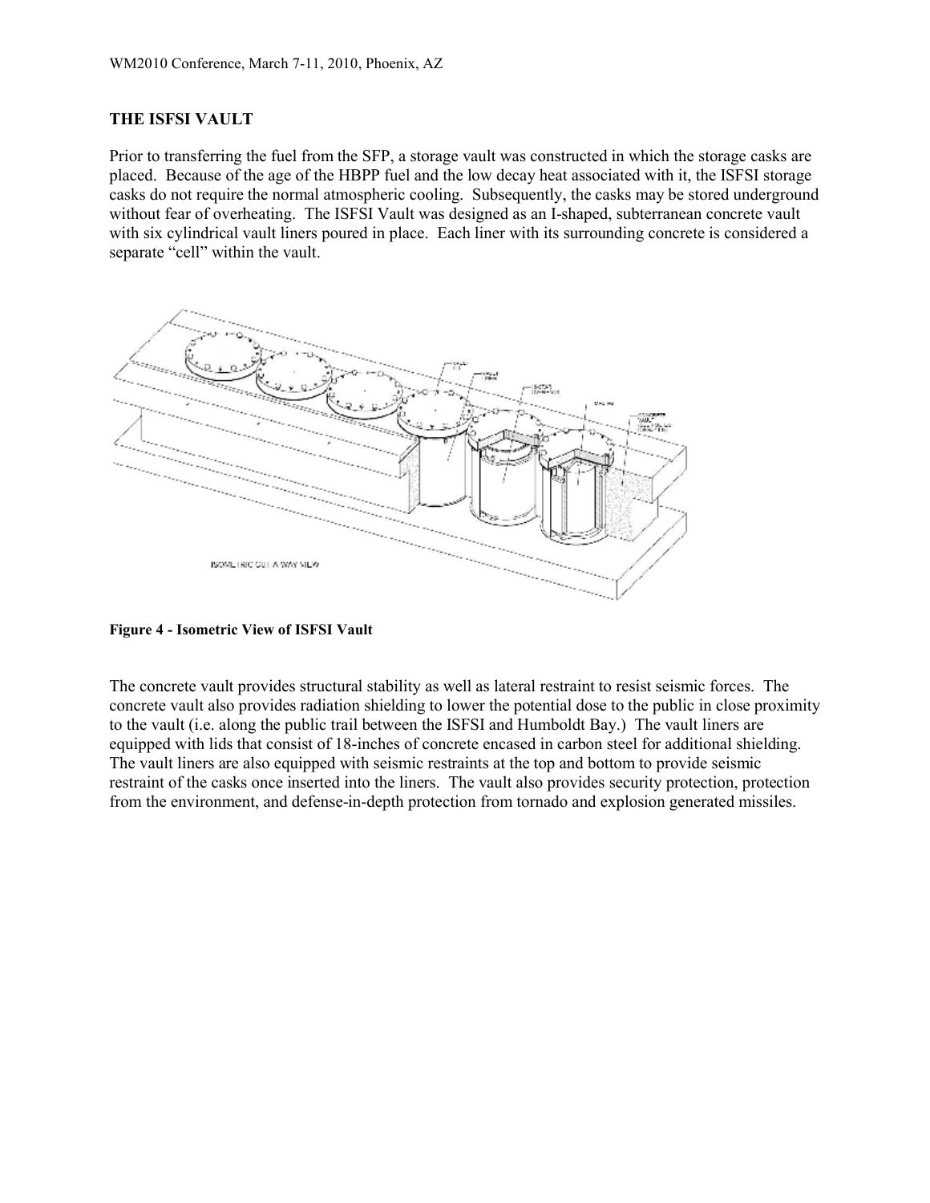## THE ISFSI VAULT

Prior to transferring the fuel from the SFP, a storage vault was constructed in which the storage casks are placed. Because of the age of the HBPP fuel and the low decay heat associated with it, the ISFSI storage casks do not require the normal atmospheric cooling. Subsequently, the casks may be stored underground without fear of overheating. The ISFSI Vault was designed as an I-shaped, subterranean concrete vault with six cylindrical vault liners poured in place. Each liner with its surrounding concrete is considered a separate "cell" within the vault.

**Figure 4 - Isometric View of ISFSI Vault**

The concrete vault provides structural stability as well as lateral restraint to resist seismic forces. The concrete vault also provides radiation shielding to lower the potential dose to the public in close proximity to the vault (i.e. along the public trail between the ISFSI and Humboldt Bay.) The vault liners are equipped with lids that consist of 18-inches of concrete encased in carbon steel for additional shielding. The vault liners are also equipped with seismic restraints at the top and bottom to provide seismic restraint of the casks once inserted into the liners. The vault also provides security protection, protection from the environment, and defense-in-depth protection from tornado and explosion generated missiles.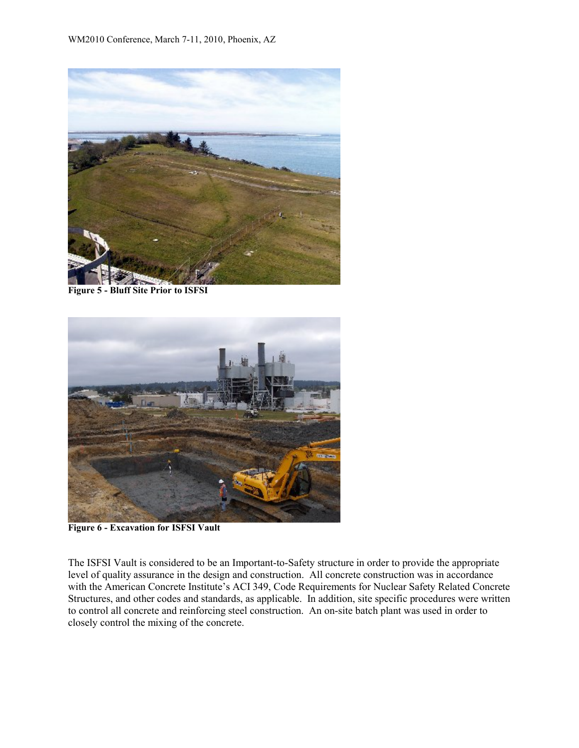**Figure 5 - Bluff Site Prior to ISFSI**

**Figure 6 - Excavation for ISFSI Vault**

The ISFSI Vault is considered to be an Important-to-Safety structure in order to provide the appropriate level of quality assurance in the design and construction. All concrete construction was in accordance with the American Concrete Institute's ACI 349, Code Requirements for Nuclear Safety Related Concrete Structures, and other codes and standards, as applicable. In addition, site specific procedures were written to control all concrete and reinforcing steel construction. An on-site batch plant was used in order to closely control the mixing of the concrete.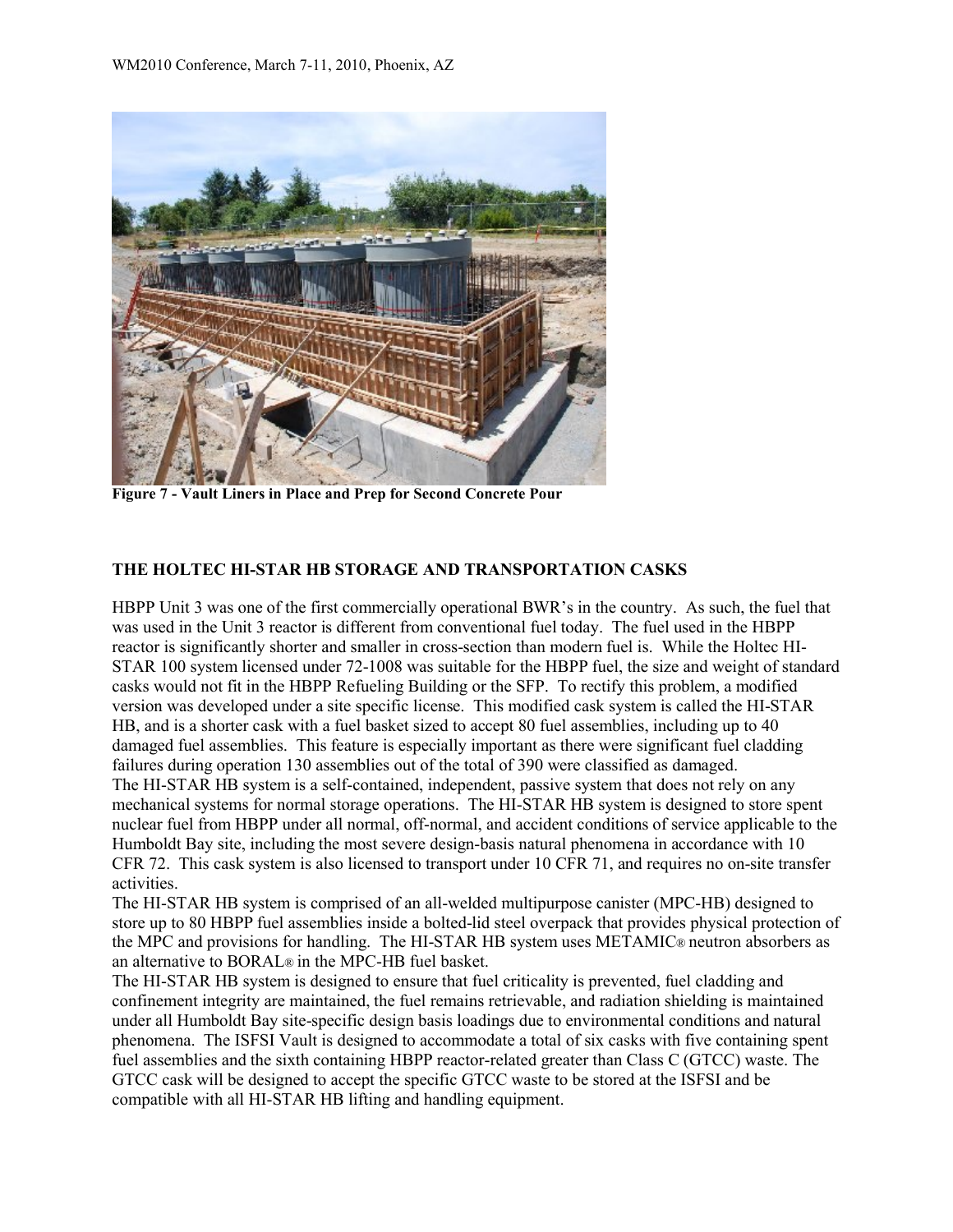**Figure 7 - Vault Liners in Place and Prep for Second Concrete Pour**

## THE HOLTEC HI-STAR HB STORAGE AND TRANSPORTATION CASKS

HBPP Unit 3 was one of the first commercially operational BWR's in the country. As such, the fuel that was used in the Unit 3 reactor is different from conventional fuel today. The fuel used in the HBPP reactor is significantly shorter and smaller in cross-section than modern fuel is. While the Holtec HI-STAR 100 system licensed under 72-1008 was suitable for the HBPP fuel, the size and weight of standard casks would not fit in the HBPP Refueling Building or the SFP. To rectify this problem, a modified version was developed under a site specific license. This modified cask system is called the HI-STAR HB, and is a shorter cask with a fuel basket sized to accept 80 fuel assemblies, including up to 40 damaged fuel assemblies. This feature is especially important as there were significant fuel cladding failures during operation 130 assemblies out of the total of 390 were classified as damaged.

The HI-STAR HB system is a self-contained, independent, passive system that does not rely on any mechanical systems for normal storage operations. The HI-STAR HB system is designed to store spent nuclear fuel from HBPP under all normal, off-normal, and accident conditions of service applicable to the Humboldt Bay site, including the most severe design-basis natural phenomena in accordance with 10 CFR 72. This cask system is also licensed to transport under 10 CFR 71, and requires no on-site transfer activities.

The HI-STAR HB system is comprised of an all-welded multipurpose canister (MPC-HB) designed to store up to 80 HBPP fuel assemblies inside a bolted-lid steel overpack that provides physical protection of the MPC and provisions for handling. The HI-STAR HB system uses METAMIC® neutron absorbers as an alternative to BORAL® in the MPC-HB fuel basket.

The HI-STAR HB system is designed to ensure that fuel criticality is prevented, fuel cladding and confinement integrity are maintained, the fuel remains retrievable, and radiation shielding is maintained under all Humboldt Bay site-specific design basis loadings due to environmental conditions and natural phenomena. The ISFSI Vault is designed to accommodate a total of six casks with five containing spent fuel assemblies and the sixth containing HBPP reactor-related greater than Class C (GTCC) waste. The GTCC cask will be designed to accept the specific GTCC waste to be stored at the ISFSI and be compatible with all HI-STAR HB lifting and handling equipment.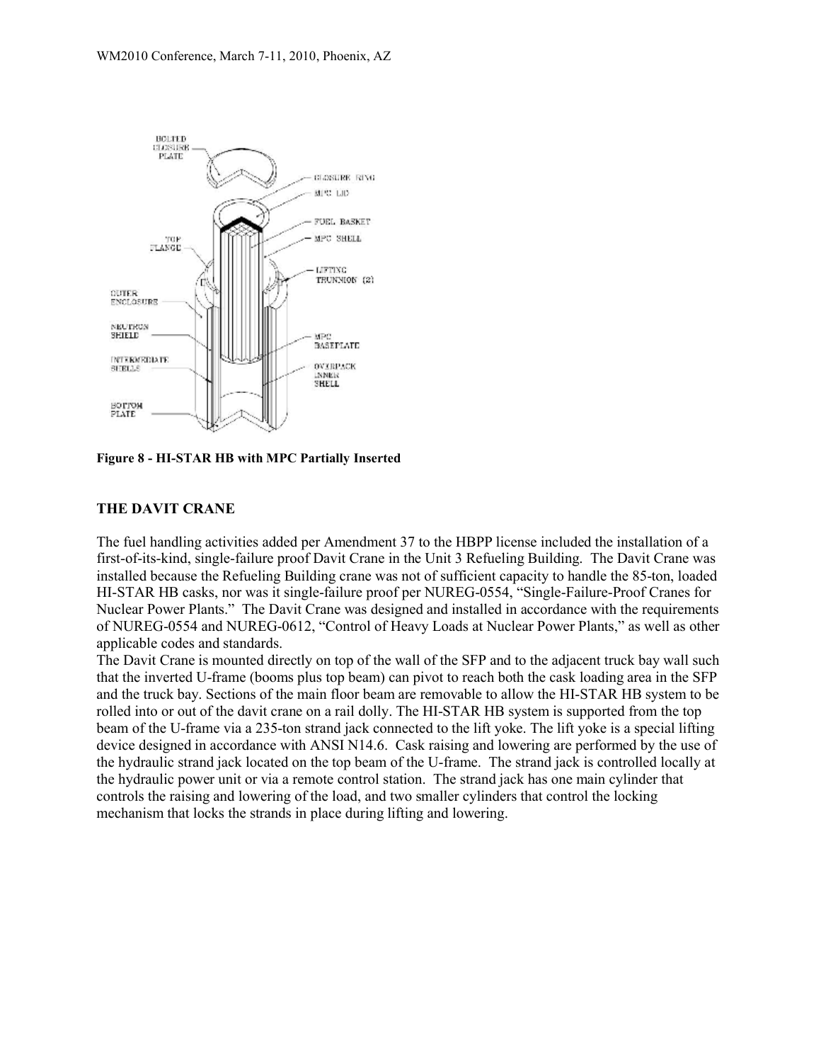**Figure 8 - HI-STAR HB with MPC Partially Inserted**

## THE DAVIT CRANE

The fuel handling activities added per Amendment 37 to the HBPP license included the installation of a first-of-its-kind, single-failure proof Davit Crane in the Unit 3 Refueling Building. The Davit Crane was installed because the Refueling Building crane was not of sufficient capacity to handle the 85-ton, loaded HI-STAR HB casks, nor was it single-failure proof per NUREG-0554, "Single-Failure-Proof Cranes for Nuclear Power Plants." The Davit Crane was designed and installed in accordance with the requirements of NUREG-0554 and NUREG-0612, "Control of Heavy Loads at Nuclear Power Plants," as well as other applicable codes and standards.

The Davit Crane is mounted directly on top of the wall of the SFP and to the adjacent truck bay wall such that the inverted U-frame (booms plus top beam) can pivot to reach both the cask loading area in the SFP and the truck bay. Sections of the main floor beam are removable to allow the HI-STAR HB system to be rolled into or out of the davit crane on a rail dolly. The HI-STAR HB system is supported from the top beam of the U-frame via a 235-ton strand jack connected to the lift yoke. The lift yoke is a special lifting device designed in accordance with ANSI N14.6. Cask raising and lowering are performed by the use of the hydraulic strand jack located on the top beam of the U-frame. The strand jack is controlled locally at the hydraulic power unit or via a remote control station. The strand jack has one main cylinder that controls the raising and lowering of the load, and two smaller cylinders that control the locking mechanism that locks the strands in place during lifting and lowering.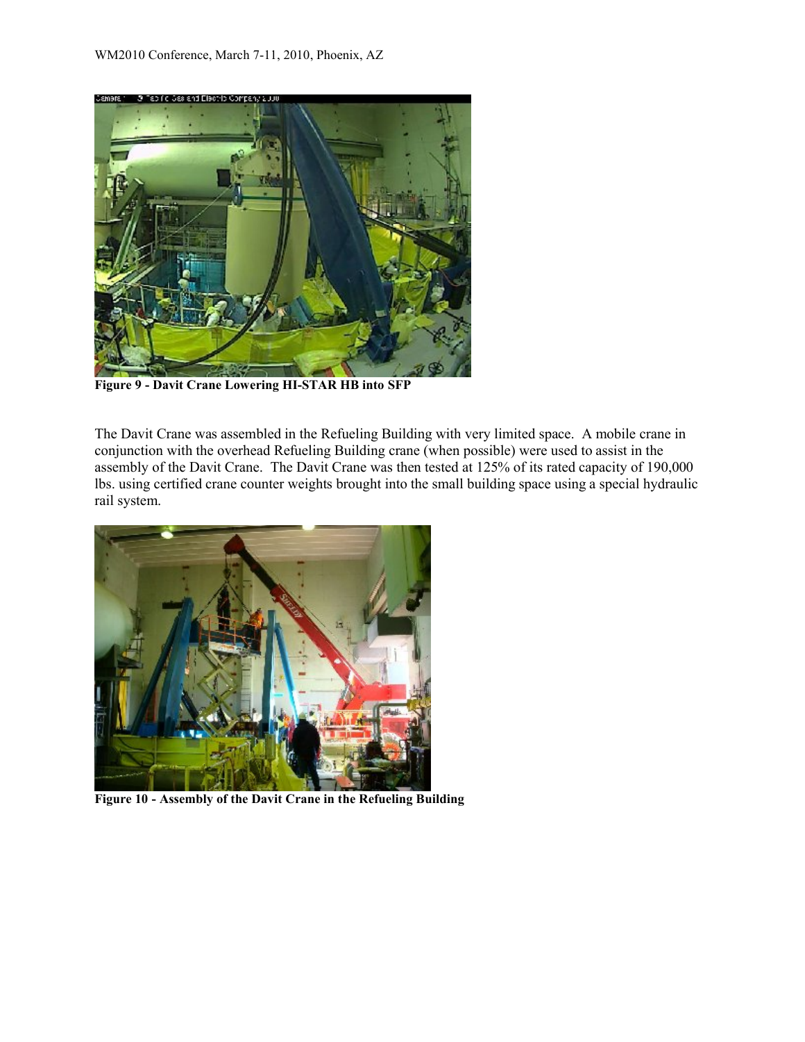**Figure 9 - Davit Crane Lowering HI-STAR HB into SFP**

The Davit Crane was assembled in the Refueling Building with very limited space. A mobile crane in conjunction with the overhead Refueling Building crane (when possible) were used to assist in the assembly of the Davit Crane. The Davit Crane was then tested at 125% of its rated capacity of 190,000 lbs. using certified crane counter weights brought into the small building space using a special hydraulic rail system.

**Figure 10 - Assembly of the Davit Crane in the Refueling Building**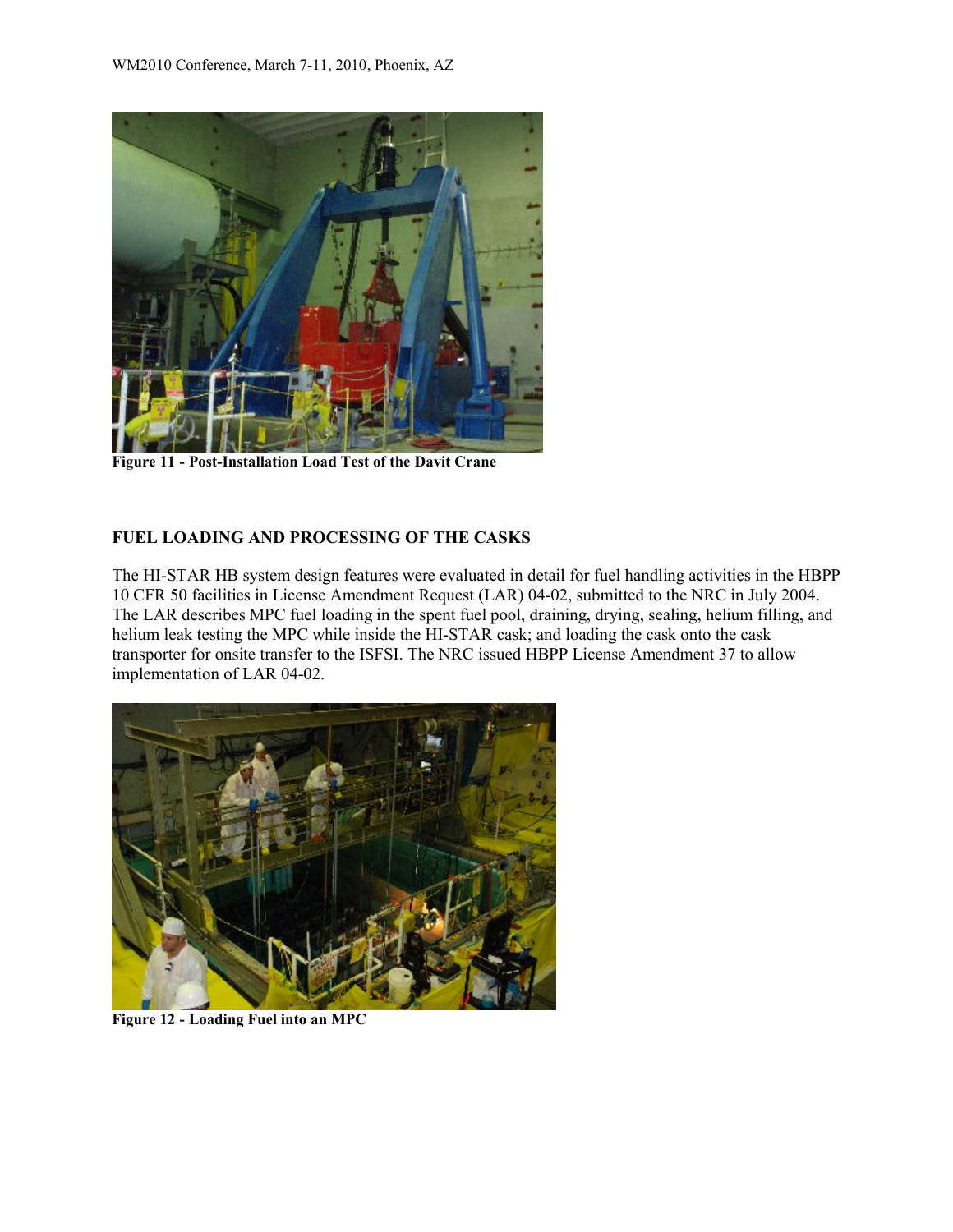Figure 11 - Post-Installation Load Test of the Davit Crane

## FUEL LOADING AND PROCESSING OF THE CASKS

The HI-STAR HB system design features were evaluated in detail for fuel handling activities in the HBPP 10 CFR 50 facilities in License Amendment Request (LAR) 04-02, submitted to the NRC in July 2004. The LAR describes MPC fuel loading in the spent fuel pool, draining, drying, sealing, helium filling, and helium leak testing the MPC while inside the HI-STAR cask; and loading the cask onto the cask transporter for onsite transfer to the ISFSI. The NRC issued HBPP License Amendment 37 to allow implementation of LAR 04-02.

Figure 12 - Loading Fuel into an MPC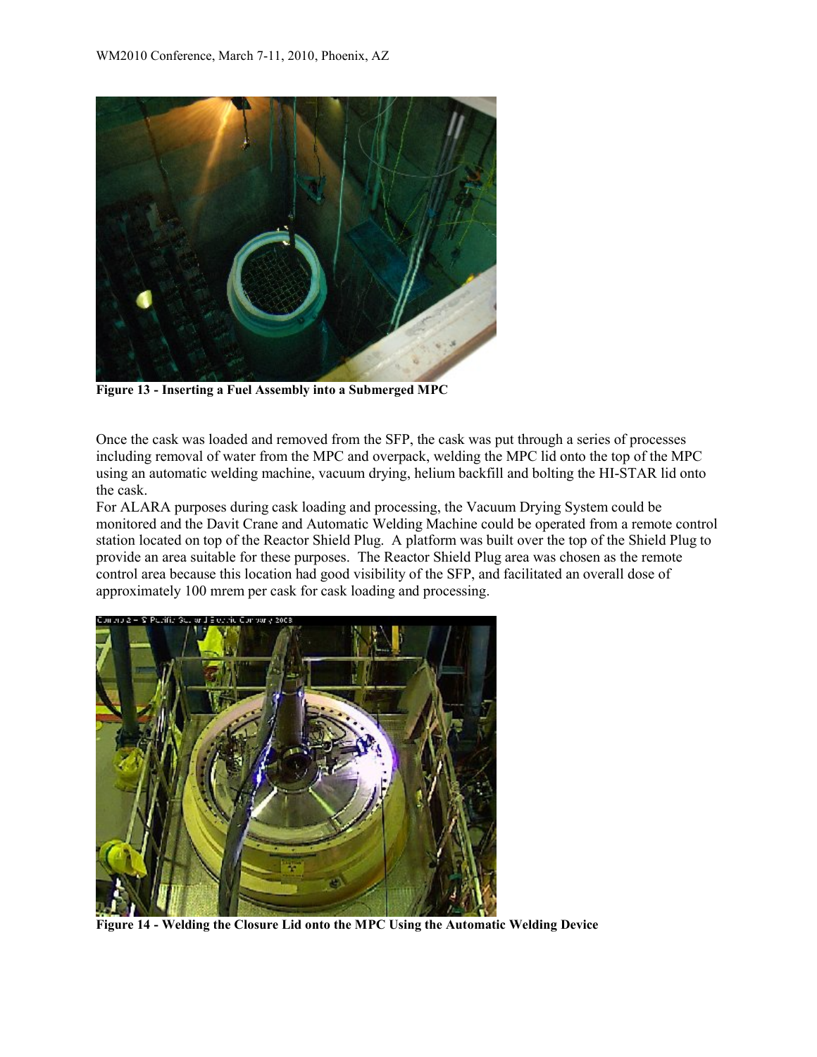Figure 13 - Inserting a Fuel Assembly into a Submerged MPC

Once the cask was loaded and removed from the SFP, the cask was put through a series of processes including removal of water from the MPC and overpack, welding the MPC lid onto the top of the MPC using an automatic welding machine, vacuum drying, helium backfill and bolting the HI-STAR lid onto the cask.

For ALARA purposes during cask loading and processing, the Vacuum Drying System could be monitored and the Davit Crane and Automatic Welding Machine could be operated from a remote control station located on top of the Reactor Shield Plug. A platform was built over the top of the Shield Plug to provide an area suitable for these purposes. The Reactor Shield Plug area was chosen as the remote control area because this location had good visibility of the SFP, and facilitated an overall dose of approximately 100 mrem per cask for cask loading and processing.

Figure 14 - Welding the Closure Lid onto the MPC Using the Automatic Welding Device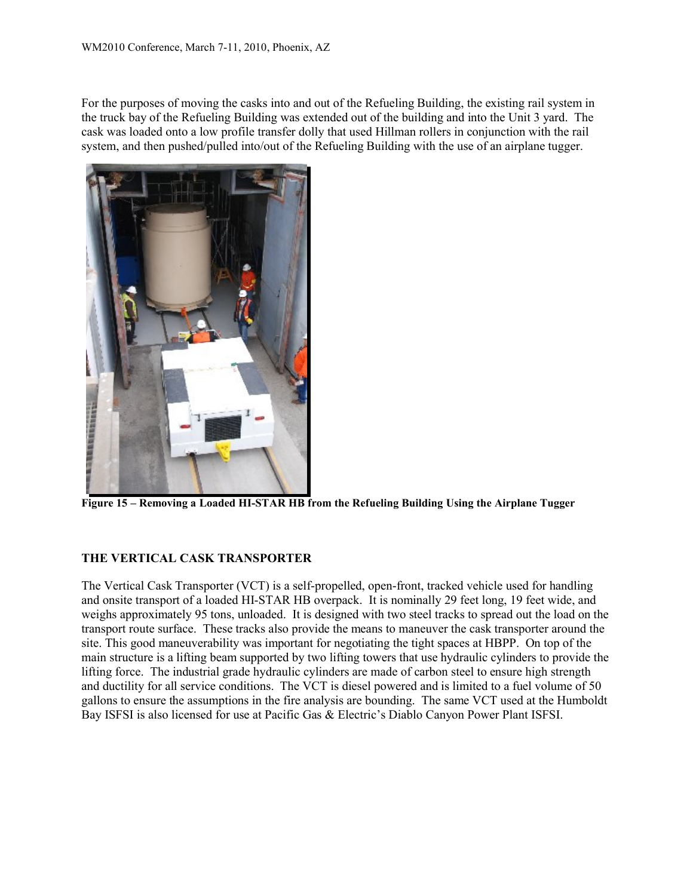For the purposes of moving the casks into and out of the Refueling Building, the existing rail system in the truck bay of the Refueling Building was extended out of the building and into the Unit 3 yard. The cask was loaded onto a low profile transfer dolly that used Hillman rollers in conjunction with the rail system, and then pushed/pulled into/out of the Refueling Building with the use of an airplane tugger.

**Figure 15 – Removing a Loaded HI-STAR HB from the Refueling Building Using the Airplane Tugger**

## THE VERTICAL CASK TRANSPORTER

The Vertical Cask Transporter (VCT) is a self-propelled, open-front, tracked vehicle used for handling and onsite transport of a loaded HI-STAR HB overpack. It is nominally 29 feet long, 19 feet wide, and weighs approximately 95 tons, unloaded. It is designed with two steel tracks to spread out the load on the transport route surface. These tracks also provide the means to maneuver the cask transporter around the site. This good maneuverability was important for negotiating the tight spaces at HBPP. On top of the main structure is a lifting beam supported by two lifting towers that use hydraulic cylinders to provide the lifting force. The industrial grade hydraulic cylinders are made of carbon steel to ensure high strength and ductility for all service conditions. The VCT is diesel powered and is limited to a fuel volume of 50 gallons to ensure the assumptions in the fire analysis are bounding. The same VCT used at the Humboldt Bay ISFSI is also licensed for use at Pacific Gas & Electric's Diablo Canyon Power Plant ISFSI.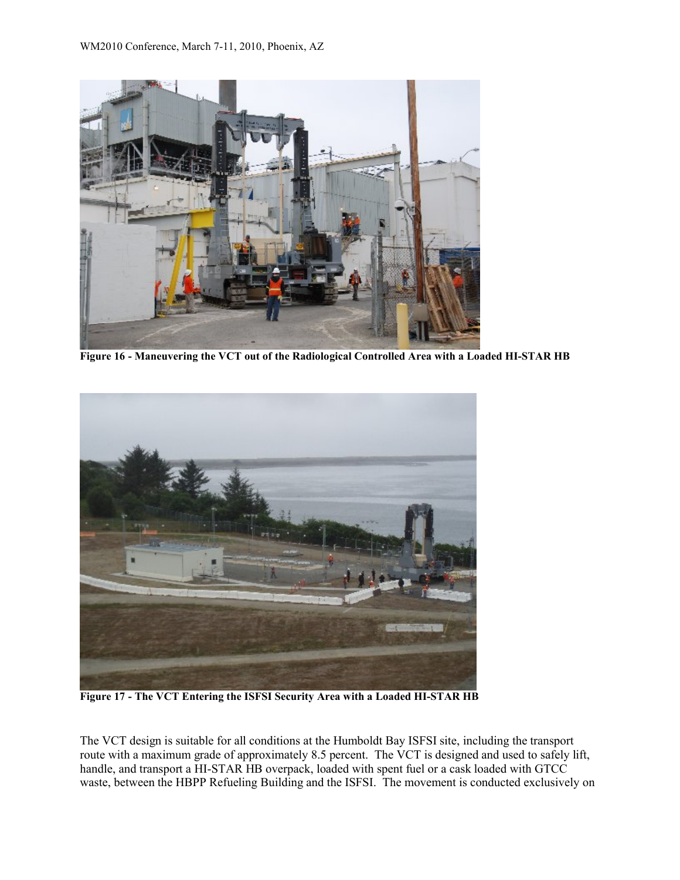**Figure 16 - Maneuvering the VCT out of the Radiological Controlled Area with a Loaded HI-STAR HB**

**Figure 17 - The VCT Entering the ISFSI Security Area with a Loaded HI-STAR HB**

The VCT design is suitable for all conditions at the Humboldt Bay ISFSI site, including the transport route with a maximum grade of approximately 8.5 percent. The VCT is designed and used to safely lift, handle, and transport a HI-STAR HB overpack, loaded with spent fuel or a cask loaded with GTCC waste, between the HBPP Refueling Building and the ISFSI. The movement is conducted exclusively on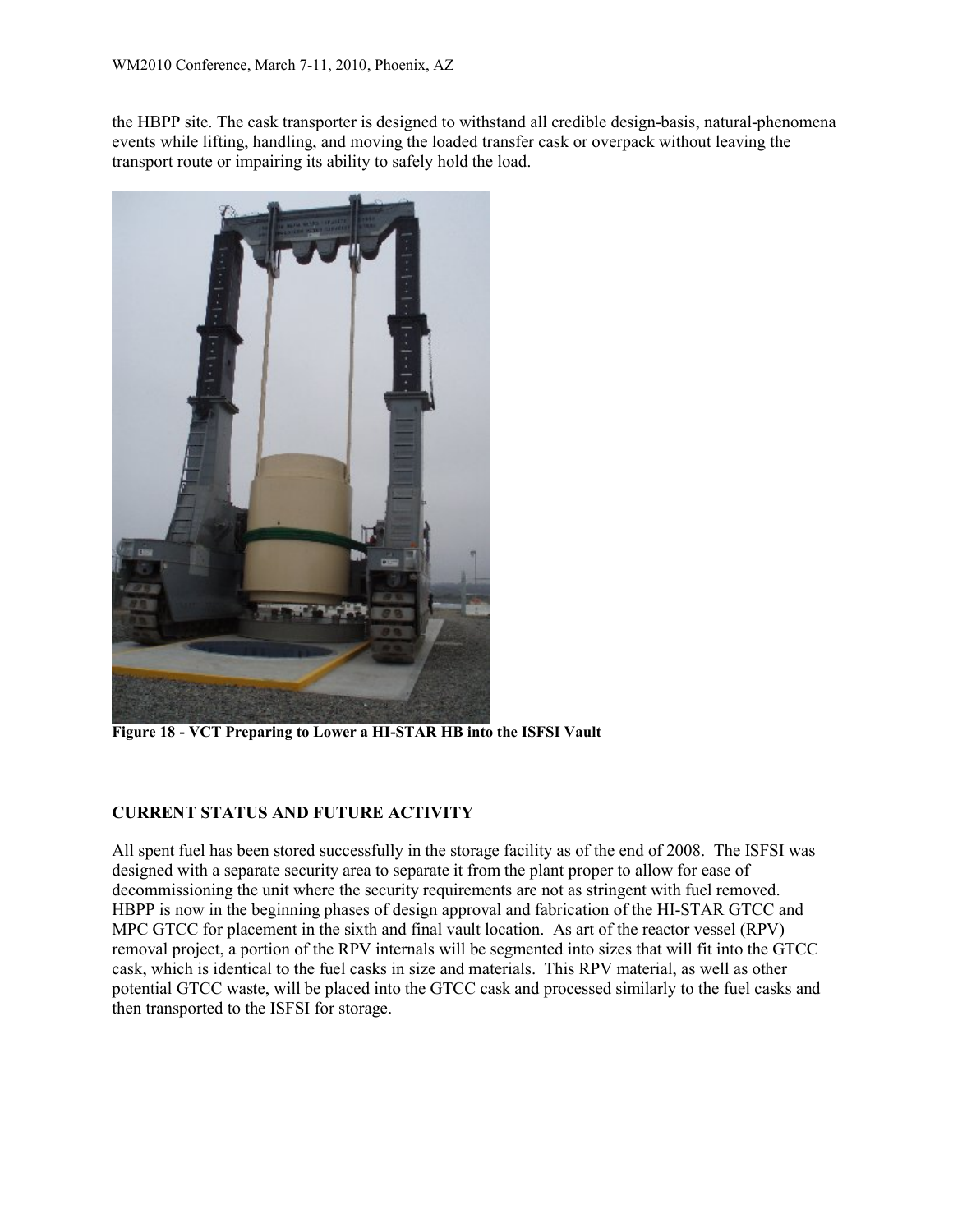the HBPP site. The cask transporter is designed to withstand all credible design-basis, natural-phenomena events while lifting, handling, and moving the loaded transfer cask or overpack without leaving the transport route or impairing its ability to safely hold the load.

**Figure 18 - VCT Preparing to Lower a HI-STAR HB into the ISFSI Vault**

## CURRENT STATUS AND FUTURE ACTIVITY

All spent fuel has been stored successfully in the storage facility as of the end of 2008. The ISFSI was designed with a separate security area to separate it from the plant proper to allow for ease of decommissioning the unit where the security requirements are not as stringent with fuel removed. HBPP is now in the beginning phases of design approval and fabrication of the HI-STAR GTCC and MPC GTCC for placement in the sixth and final vault location. As art of the reactor vessel (RPV) removal project, a portion of the RPV internals will be segmented into sizes that will fit into the GTCC cask, which is identical to the fuel casks in size and materials. This RPV material, as well as other potential GTCC waste, will be placed into the GTCC cask and processed similarly to the fuel casks and then transported to the ISFSI for storage.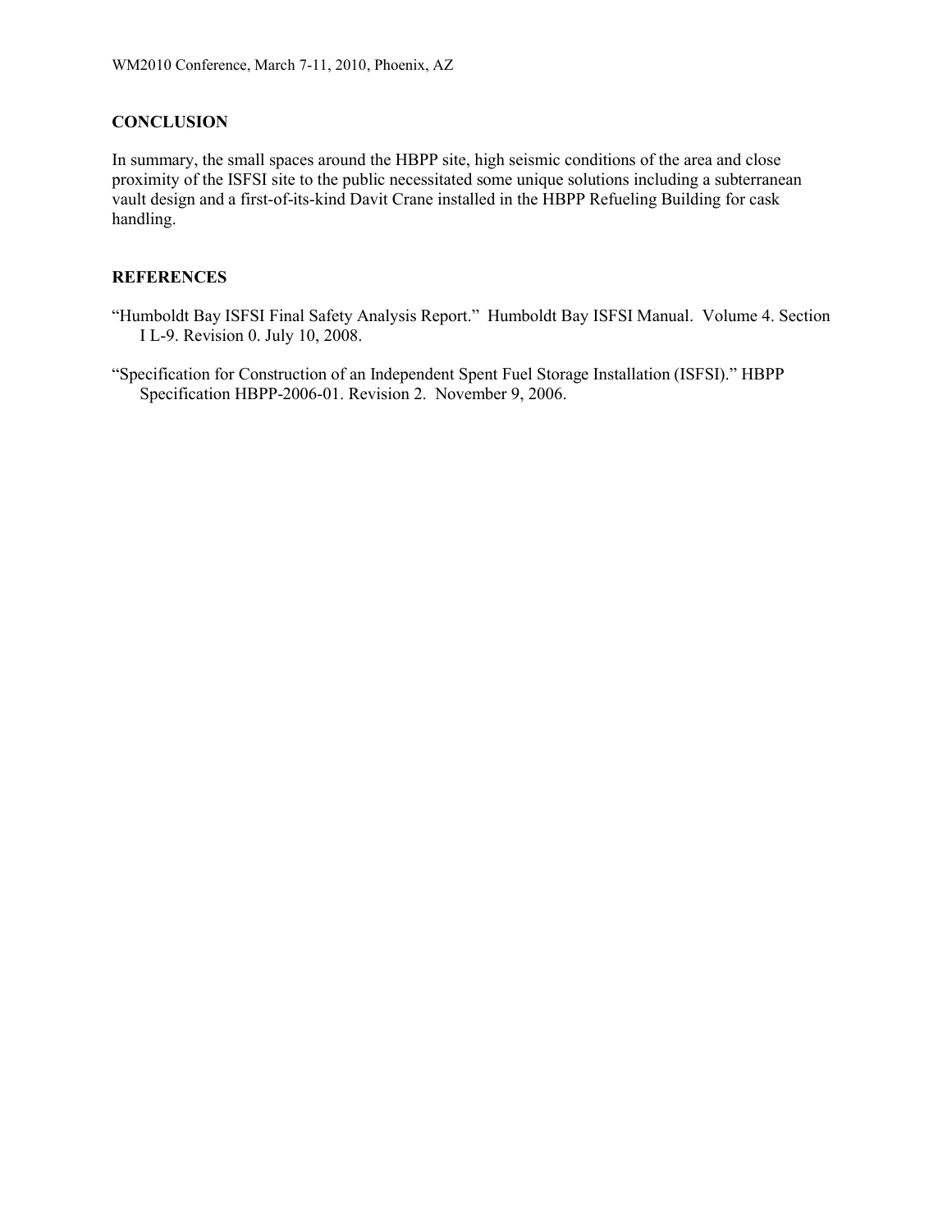## CONCLUSION

In summary, the small spaces around the HBPP site, high seismic conditions of the area and close proximity of the ISFSI site to the public necessitated some unique solutions including a subterranean vault design and a first-of-its-kind Davit Crane installed in the HBPP Refueling Building for cask handling.

## REFERENCES

"Humboldt Bay ISFSI Final Safety Analysis Report." Humboldt Bay ISFSI Manual. Volume 4. Section I L-9. Revision 0. July 10, 2008.

"Specification for Construction of an Independent Spent Fuel Storage Installation (ISFSI)." HBPP Specification HBPP-2006-01. Revision 2. November 9, 2006.